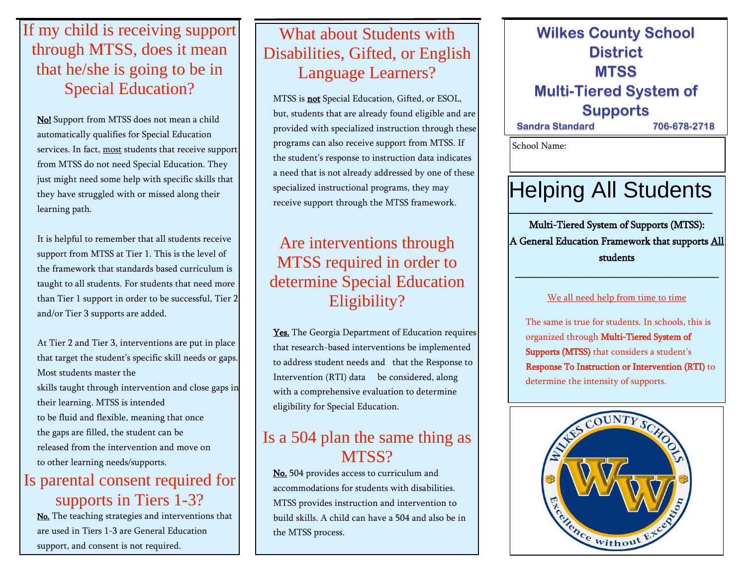## If my child is receiving support through MTSS, does it mean that he/she is going to be in Special Education?

**No!** Support from MTSS does not mean a child automatically qualifies for Special Education services. In fact, most students that receive support from MTSS do not need Special Education. They just might need some help with specific skills that they have struggled with or missed along their learning path.

It is helpful to remember that all students receive support from MTSS at Tier 1. This is the level of the framework that standards based curriculum is taught to all students. For students that need more than Tier 1 support in order to be successful, Tier 2 and/or Tier 3 supports are added.

At Tier 2 and Tier 3, interventions are put in place that target the student's specific skill needs or gaps. Most students master the skills taught through intervention and close gaps in their learning. MTSS is intended to be fluid and flexible, meaning that once the gaps are filled, the student can be released from the intervention and move on to other learning needs/supports.

## Is parental consent required for supports in Tiers 1-3?

**No.** The teaching strategies and interventions that are used in Tiers 1-3 are General Education support, and consent is not required.

## What about Students with Disabilities, Gifted, or English Language Learners?

MTSS is **not** Special Education, Gifted, or ESOL, but, students that are already found eligible and are provided with specialized instruction through these programs can also receive support from MTSS. If the student's response to instruction data indicates a need that is not already addressed by one of these specialized instructional programs, they may receive support through the MTSS framework.

## Are interventions through MTSS required in order to determine Special Education Eligibility?

**Yes.** The Georgia Department of Education requires that research-based interventions be implemented to address student needs and that the Response to Intervention (RTI) data be considered, along with a comprehensive evaluation to determine eligibility for Special Education.

## Is a 504 plan the same thing as MTSS?

**No.** 504 provides access to curriculum and accommodations for students with disabilities. MTSS provides instruction and intervention to build skills. A child can have a 504 and also be in the MTSS process.

# Wilkes County School District MTSS Multi-Tiered System of Supports

Sandra Standard 706-678-2718

School Name:

# Helping All Students

**Multi-Tiered System of Supports (MTSS): A General Education Framework that supports All students**

We all need help from time to time

The same is true for students. In schools, this is organized through **Multi-Tiered System of Supports (MTSS)** that considers a student's **Response To Instruction or Intervention (RTI)** to determine the intensity of supports.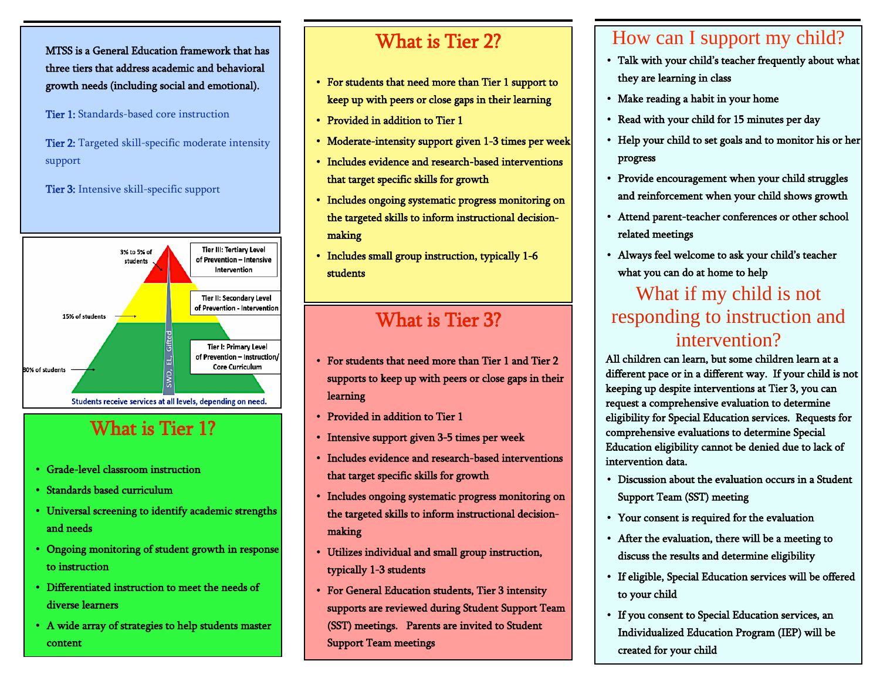MTSS is a General Education framework that has three tiers that address academic and behavioral growth needs (including social and emotional).

**Tier 1:** Standards-based core instruction

**Tier 2:** Targeted skill-specific moderate intensity support

**Tier 3:** Intensive skill-specific support

3% to 5% of students

Tier III: Tertiary Level of Prevention – Intensive Intervention

15% of students

Tier II: Secondary Level of Prevention - Intervention

80% of students

Tier I: Primary Level of Prevention – Instruction/ Core Curriculum

SWD, EL, Gifted

Students receive services at all levels, depending on need.

## What is Tier 1?

- Grade-level classroom instruction
- Standards based curriculum
- Universal screening to identify academic strengths and needs
- Ongoing monitoring of student growth in response to instruction
- Differentiated instruction to meet the needs of diverse learners
- A wide array of strategies to help students master content

## What is Tier 2?

- For students that need more than Tier 1 support to keep up with peers or close gaps in their learning
- Provided in addition to Tier 1
- Moderate-intensity support given 1-3 times per week
- Includes evidence and research-based interventions that target specific skills for growth
- Includes ongoing systematic progress monitoring on the targeted skills to inform instructional decision-making
- Includes small group instruction, typically 1-6 students

## What is Tier 3?

- For students that need more than Tier 1 and Tier 2 supports to keep up with peers or close gaps in their learning
- Provided in addition to Tier 1
- Intensive support given 3-5 times per week
- Includes evidence and research-based interventions that target specific skills for growth
- Includes ongoing systematic progress monitoring on the targeted skills to inform instructional decision-making
- Utilizes individual and small group instruction, typically 1-3 students
- For General Education students, Tier 3 intensity supports are reviewed during Student Support Team (SST) meetings. Parents are invited to Student Support Team meetings

## How can I support my child?

- Talk with your child's teacher frequently about what they are learning in class
- Make reading a habit in your home
- Read with your child for 15 minutes per day
- Help your child to set goals and to monitor his or her progress
- Provide encouragement when your child struggles and reinforcement when your child shows growth
- Attend parent-teacher conferences or other school related meetings
- Always feel welcome to ask your child's teacher what you can do at home to help

## What if my child is not responding to instruction and intervention?

All children can learn, but some children learn at a different pace or in a different way. If your child is not keeping up despite interventions at Tier 3, you can request a comprehensive evaluation to determine eligibility for Special Education services. Requests for comprehensive evaluations to determine Special Education eligibility cannot be denied due to lack of intervention data.

- Discussion about the evaluation occurs in a Student Support Team (SST) meeting
- Your consent is required for the evaluation
- After the evaluation, there will be a meeting to discuss the results and determine eligibility
- If eligible, Special Education services will be offered to your child
- If you consent to Special Education services, an Individualized Education Program (IEP) will be created for your child